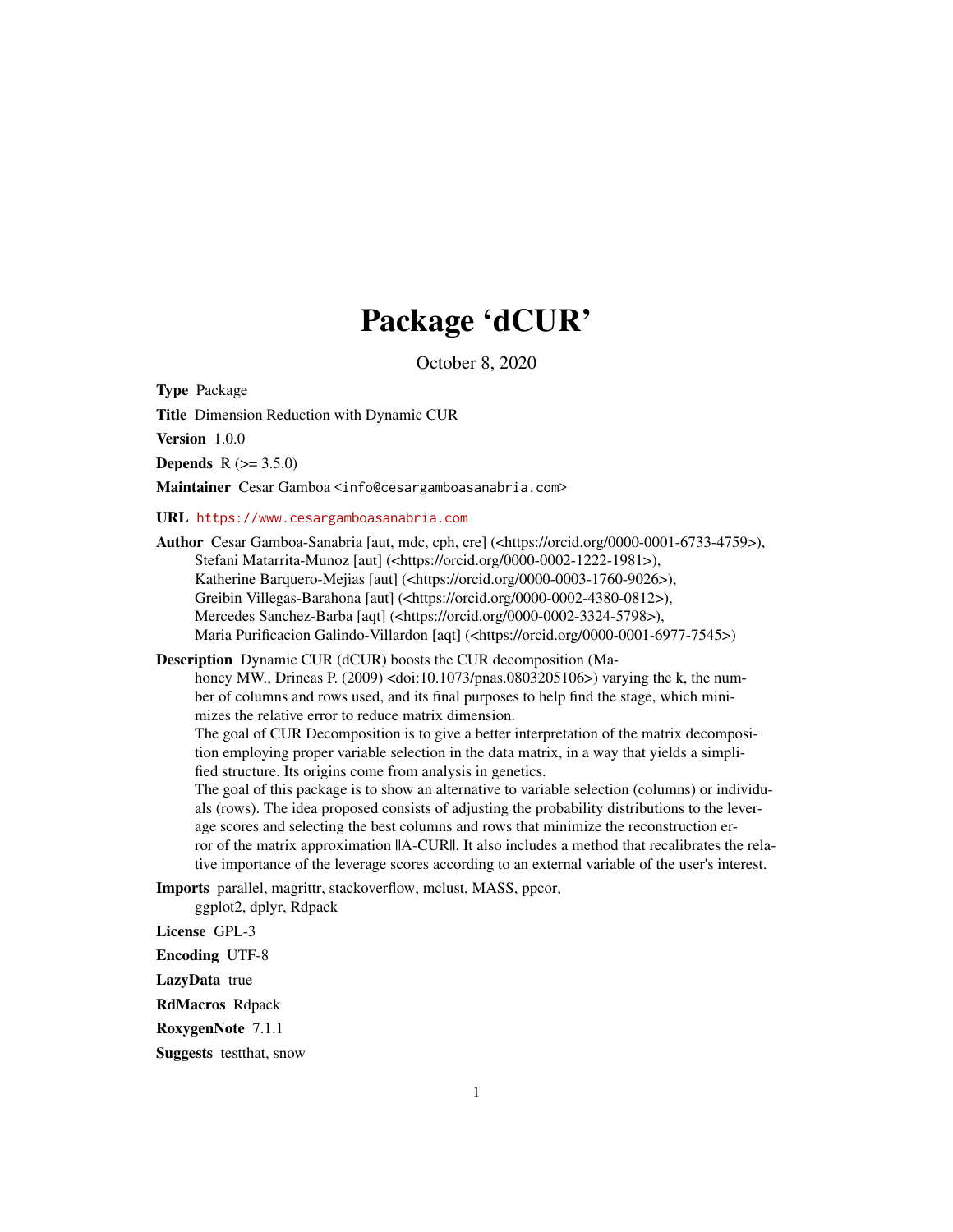# Package 'dCUR'

October 8, 2020

**Type** Package

**Title** Dimension Reduction with Dynamic CUR

**Version** 1.0.0

**Depends** R (>= 3.5.0)

**Maintainer** Cesar Gamboa <info@cesargamboasanabria.com>

**URL** https://www.cesargamboasanabria.com

**Author** Cesar Gamboa-Sanabria [aut, mdc, cph, cre] (<https://orcid.org/0000-0001-6733-4759>), Stefani Matarrita-Munoz [aut] (<https://orcid.org/0000-0002-1222-1981>), Katherine Barquero-Mejias [aut] (<https://orcid.org/0000-0003-1760-9026>), Greibin Villegas-Barahona [aut] (<https://orcid.org/0000-0002-4380-0812>), Mercedes Sanchez-Barba [aqt] (<https://orcid.org/0000-0002-3324-5798>), Maria Purificacion Galindo-Villardon [aqt] (<https://orcid.org/0000-0001-6977-7545>)

**Description** Dynamic CUR (dCUR) boosts the CUR decomposition (Mahoney MW., Drineas P. (2009) <doi:10.1073/pnas.0803205106>) varying the k, the number of columns and rows used, and its final purposes to help find the stage, which minimizes the relative error to reduce matrix dimension.
The goal of CUR Decomposition is to give a better interpretation of the matrix decomposition employing proper variable selection in the data matrix, in a way that yields a simplified structure. Its origins come from analysis in genetics.
The goal of this package is to show an alternative to variable selection (columns) or individuals (rows). The idea proposed consists of adjusting the probability distributions to the leverage scores and selecting the best columns and rows that minimize the reconstruction error of the matrix approximation ||A-CUR||. It also includes a method that recalibrates the relative importance of the leverage scores according to an external variable of the user's interest.

**Imports** parallel, magrittr, stackoverflow, mclust, MASS, ppcor, ggplot2, dplyr, Rdpack

**License** GPL-3

**Encoding** UTF-8

**LazyData** true

**RdMacros** Rdpack

**RoxygenNote** 7.1.1

**Suggests** testthat, snow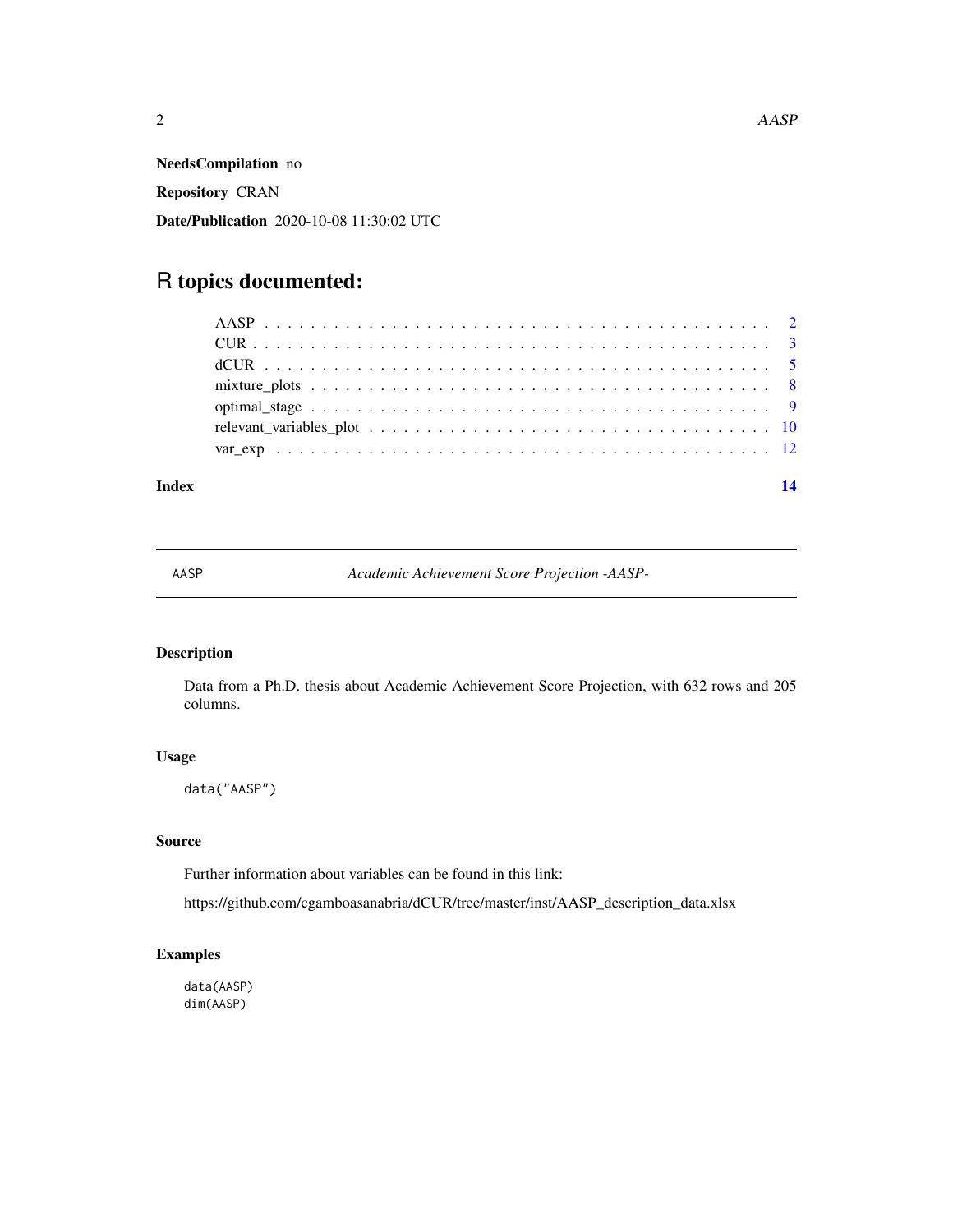**NeedsCompilation** no

**Repository** CRAN

**Date/Publication** 2020-10-08 11:30:02 UTC

# R topics documented:

| | |
|---|---|
| AASP | 2 |
| CUR | 3 |
| dCUR | 5 |
| mixture_plots | 8 |
| optimal_stage | 9 |
| relevant_variables_plot | 10 |
| var_exp | 12 |
| **Index** | **14** |

---

AASP *Academic Achievement Score Projection -AASP-*

---

## Description

Data from a Ph.D. thesis about Academic Achievement Score Projection, with 632 rows and 205 columns.

## Usage

```
data("AASP")
```

## Source

Further information about variables can be found in this link:

https://github.com/cgamboasanabria/dCUR/tree/master/inst/AASP_description_data.xlsx

## Examples

```
data(AASP)
dim(AASP)
```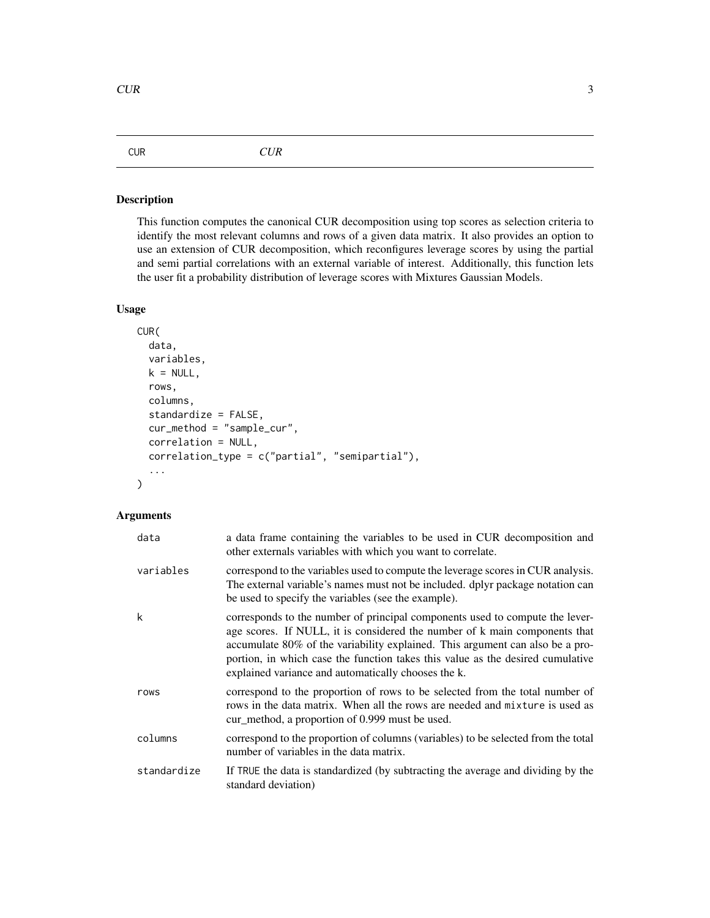## CUR *CUR*

### Description

This function computes the canonical CUR decomposition using top scores as selection criteria to identify the most relevant columns and rows of a given data matrix. It also provides an option to use an extension of CUR decomposition, which reconfigures leverage scores by using the partial and semi partial correlations with an external variable of interest. Additionally, this function lets the user fit a probability distribution of leverage scores with Mixtures Gaussian Models.

### Usage

```
CUR(
  data,
  variables,
  k = NULL,
  rows,
  columns,
  standardize = FALSE,
  cur_method = "sample_cur",
  correlation = NULL,
  correlation_type = c("partial", "semipartial"),
  ...
)
```

### Arguments

| | |
|---|---|
| data | a data frame containing the variables to be used in CUR decomposition and other externals variables with which you want to correlate. |
| variables | correspond to the variables used to compute the leverage scores in CUR analysis. The external variable's names must not be included. dplyr package notation can be used to specify the variables (see the example). |
| k | corresponds to the number of principal components used to compute the leverage scores. If NULL, it is considered the number of k main components that accumulate 80% of the variability explained. This argument can also be a proportion, in which case the function takes this value as the desired cumulative explained variance and automatically chooses the k. |
| rows | correspond to the proportion of rows to be selected from the total number of rows in the data matrix. When all the rows are needed and `mixture` is used as cur_method, a proportion of 0.999 must be used. |
| columns | correspond to the proportion of columns (variables) to be selected from the total number of variables in the data matrix. |
| standardize | If `TRUE` the data is standardized (by subtracting the average and dividing by the standard deviation) |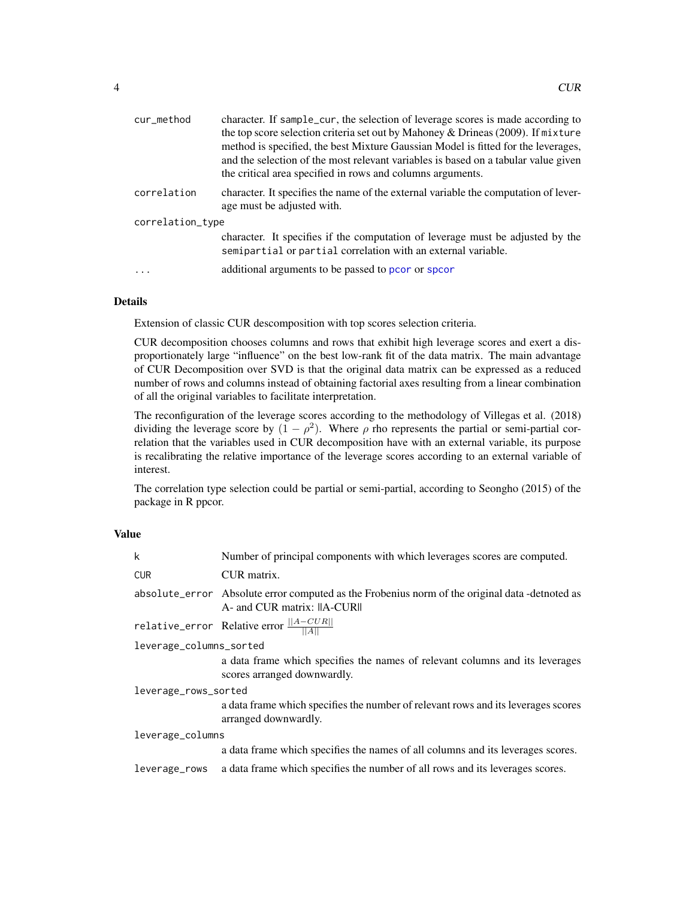| | |
|---|---|
| `cur_method` | character. If `sample_cur`, the selection of leverage scores is made according to the top score selection criteria set out by Mahoney & Drineas (2009). If `mixture` method is specified, the best Mixture Gaussian Model is fitted for the leverages, and the selection of the most relevant variables is based on a tabular value given the critical area specified in rows and columns arguments. |
| `correlation` | character. It specifies the name of the external variable the computation of leverage must be adjusted with. |
| `correlation_type` | character. It specifies if the computation of leverage must be adjusted by the `semipartial` or `partial` correlation with an external variable. |
| `...` | additional arguments to be passed to `pcor` or `spcor` |

### Details

Extension of classic CUR descomposition with top scores selection criteria.

CUR decomposition chooses columns and rows that exhibit high leverage scores and exert a disproportionately large "influence" on the best low-rank fit of the data matrix. The main advantage of CUR Decomposition over SVD is that the original data matrix can be expressed as a reduced number of rows and columns instead of obtaining factorial axes resulting from a linear combination of all the original variables to facilitate interpretation.

The reconfiguration of the leverage scores according to the methodology of Villegas et al. (2018) dividing the leverage score by $(1 - \rho^2)$. Where $\rho$ rho represents the partial or semi-partial correlation that the variables used in CUR decomposition have with an external variable, its purpose is recalibrating the relative importance of the leverage scores according to an external variable of interest.

The correlation type selection could be partial or semi-partial, according to Seongho (2015) of the package in R ppcor.

### Value

| | |
|---|---|
| `k` | Number of principal components with which leverages scores are computed. |
| `CUR` | CUR matrix. |
| `absolute_error` | Absolute error computed as the Frobenius norm of the original data -detnoted as A- and CUR matrix: $\|\|A-CUR\|\|$ |
| `relative_error` | Relative error $\frac{\|\|A-CUR\|\|}{\|\|A\|\|}$ |
| `leverage_columns_sorted` | a data frame which specifies the names of relevant columns and its leverages scores arranged downwardly. |
| `leverage_rows_sorted` | a data frame which specifies the number of relevant rows and its leverages scores arranged downwardly. |
| `leverage_columns` | a data frame which specifies the names of all columns and its leverages scores. |
| `leverage_rows` | a data frame which specifies the number of all rows and its leverages scores. |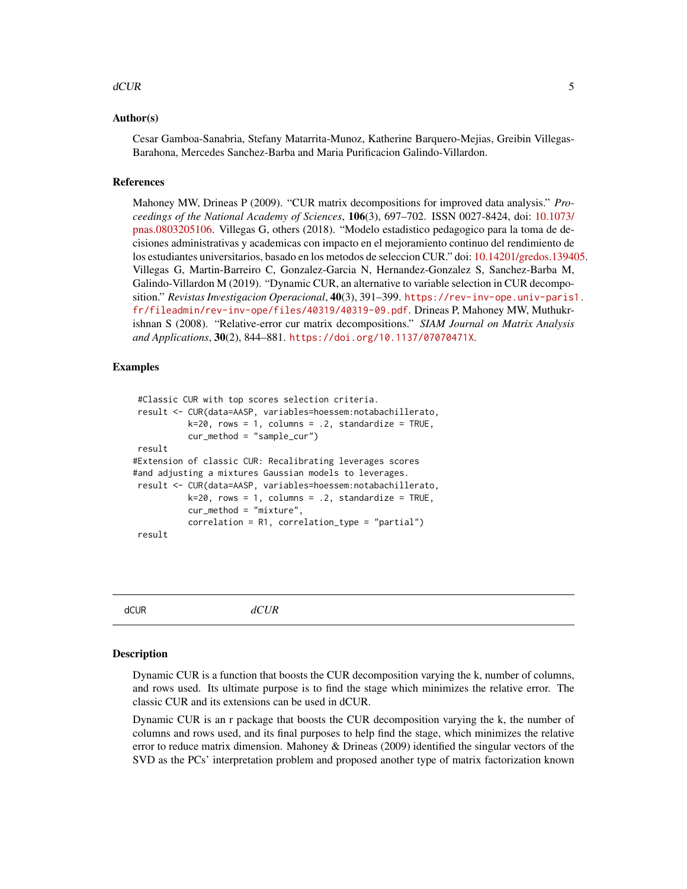### Author(s)

Cesar Gamboa-Sanabria, Stefany Matarrita-Munoz, Katherine Barquero-Mejias, Greibin Villegas-Barahona, Mercedes Sanchez-Barba and Maria Purificacion Galindo-Villardon.

### References

Mahoney MW, Drineas P (2009). "CUR matrix decompositions for improved data analysis." *Proceedings of the National Academy of Sciences*, **106**(3), 697–702. ISSN 0027-8424, doi: 10.1073/pnas.0803205106. Villegas G, others (2018). "Modelo estadistico pedagogico para la toma de decisiones administrativas y academicas con impacto en el mejoramiento continuo del rendimiento de los estudiantes universitarios, basado en los metodos de seleccion CUR." doi: 10.14201/gredos.139405. Villegas G, Martin-Barreiro C, Gonzalez-Garcia N, Hernandez-Gonzalez S, Sanchez-Barba M, Galindo-Villardon M (2019). "Dynamic CUR, an alternative to variable selection in CUR decomposition." *Revistas Investigacion Operacional*, **40**(3), 391–399. https://rev-inv-ope.univ-paris1.fr/fileadmin/rev-inv-ope/files/40319/40319-09.pdf. Drineas P, Mahoney MW, Muthukrishnan S (2008). "Relative-error cur matrix decompositions." *SIAM Journal on Matrix Analysis and Applications*, **30**(2), 844–881. https://doi.org/10.1137/07070471X.

### Examples

```
 #Classic CUR with top scores selection criteria.
 result <- CUR(data=AASP, variables=hoessem:notabachillerato,
           k=20, rows = 1, columns = .2, standardize = TRUE,
           cur_method = "sample_cur")
 result
#Extension of classic CUR: Recalibrating leverages scores
#and adjusting a mixtures Gaussian models to leverages.
 result <- CUR(data=AASP, variables=hoessem:notabachillerato,
           k=20, rows = 1, columns = .2, standardize = TRUE,
           cur_method = "mixture",
           correlation = R1, correlation_type = "partial")
 result
```

---

## dCUR — *dCUR*

---

### Description

Dynamic CUR is a function that boosts the CUR decomposition varying the k, number of columns, and rows used. Its ultimate purpose is to find the stage which minimizes the relative error. The classic CUR and its extensions can be used in dCUR.

Dynamic CUR is an r package that boosts the CUR decomposition varying the k, the number of columns and rows used, and its final purposes to help find the stage, which minimizes the relative error to reduce matrix dimension. Mahoney & Drineas (2009) identified the singular vectors of the SVD as the PCs' interpretation problem and proposed another type of matrix factorization known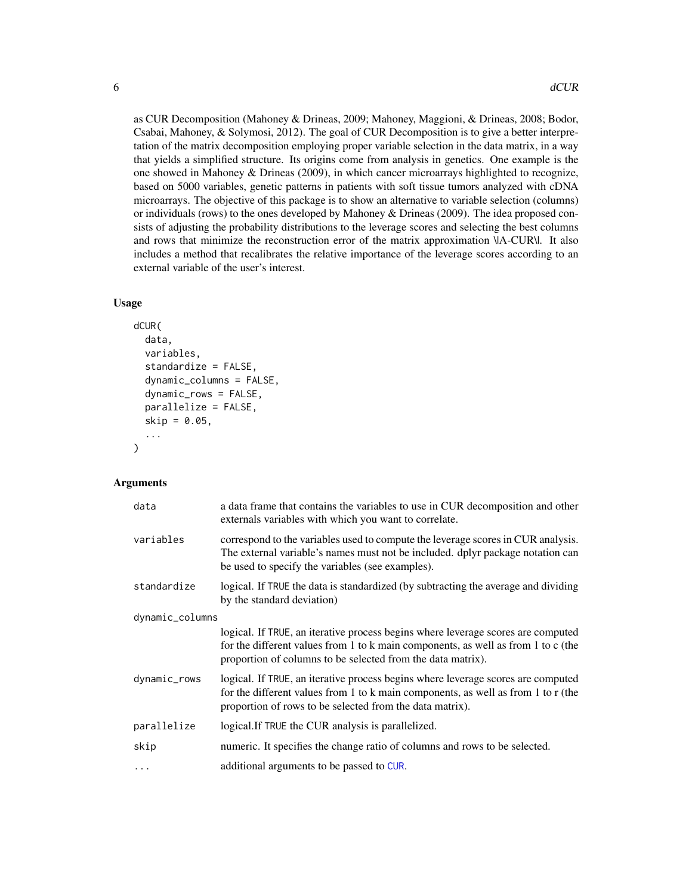as CUR Decomposition (Mahoney & Drineas, 2009; Mahoney, Maggioni, & Drineas, 2008; Bodor, Csabai, Mahoney, & Solymosi, 2012). The goal of CUR Decomposition is to give a better interpretation of the matrix decomposition employing proper variable selection in the data matrix, in a way that yields a simplified structure. Its origins come from analysis in genetics. One example is the one showed in Mahoney & Drineas (2009), in which cancer microarrays highlighted to recognize, based on 5000 variables, genetic patterns in patients with soft tissue tumors analyzed with cDNA microarrays. The objective of this package is to show an alternative to variable selection (columns) or individuals (rows) to the ones developed by Mahoney & Drineas (2009). The idea proposed consists of adjusting the probability distributions to the leverage scores and selecting the best columns and rows that minimize the reconstruction error of the matrix approximation \|A-CUR\|. It also includes a method that recalibrates the relative importance of the leverage scores according to an external variable of the user's interest.

## Usage

```
dCUR(
  data,
  variables,
  standardize = FALSE,
  dynamic_columns = FALSE,
  dynamic_rows = FALSE,
  parallelize = FALSE,
  skip = 0.05,
  ...
)
```

## Arguments

| Argument | Description |
|---|---|
| `data` | a data frame that contains the variables to use in CUR decomposition and other externals variables with which you want to correlate. |
| `variables` | correspond to the variables used to compute the leverage scores in CUR analysis. The external variable's names must not be included. dplyr package notation can be used to specify the variables (see examples). |
| `standardize` | logical. If `TRUE` the data is standardized (by subtracting the average and dividing by the standard deviation) |
| `dynamic_columns` | logical. If `TRUE`, an iterative process begins where leverage scores are computed for the different values from 1 to k main components, as well as from 1 to c (the proportion of columns to be selected from the data matrix). |
| `dynamic_rows` | logical. If `TRUE`, an iterative process begins where leverage scores are computed for the different values from 1 to k main components, as well as from 1 to r (the proportion of rows to be selected from the data matrix). |
| `parallelize` | logical.If `TRUE` the CUR analysis is parallelized. |
| `skip` | numeric. It specifies the change ratio of columns and rows to be selected. |
| `...` | additional arguments to be passed to `CUR`. |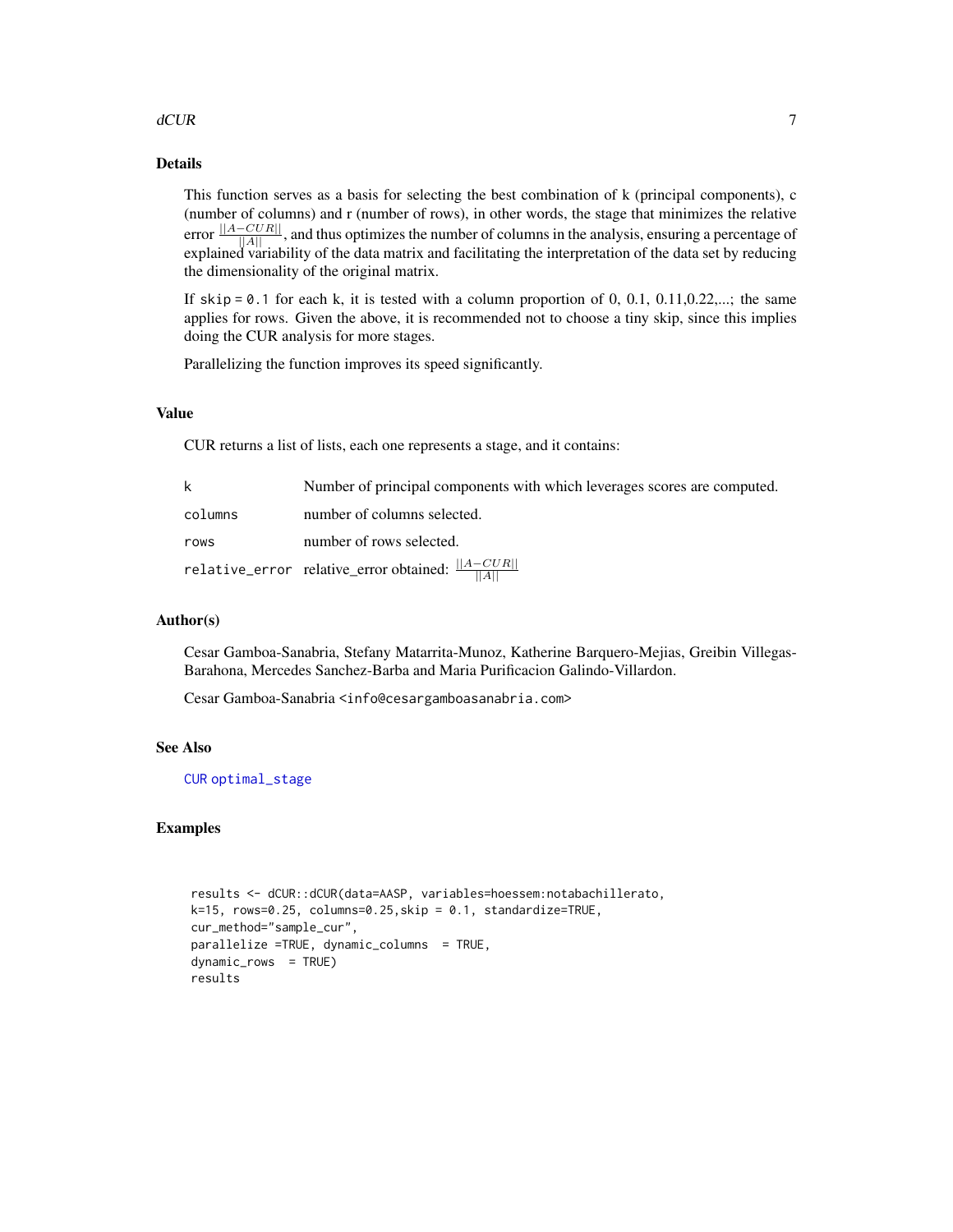### Details

This function serves as a basis for selecting the best combination of k (principal components), c (number of columns) and r (number of rows), in other words, the stage that minimizes the relative error $\frac{||A-CUR||}{||A||}$, and thus optimizes the number of columns in the analysis, ensuring a percentage of explained variability of the data matrix and facilitating the interpretation of the data set by reducing the dimensionality of the original matrix.

If `skip = 0.1` for each k, it is tested with a column proportion of 0, 0.1, 0.11,0.22,...; the same applies for rows. Given the above, it is recommended not to choose a tiny skip, since this implies doing the CUR analysis for more stages.

Parallelizing the function improves its speed significantly.

### Value

CUR returns a list of lists, each one represents a stage, and it contains:

| | |
|---|---|
| `k` | Number of principal components with which leverages scores are computed. |
| `columns` | number of columns selected. |
| `rows` | number of rows selected. |
| `relative_error` | relative_error obtained: $\frac{||A-CUR||}{||A||}$ |

### Author(s)

Cesar Gamboa-Sanabria, Stefany Matarrita-Munoz, Katherine Barquero-Mejias, Greibin Villegas-Barahona, Mercedes Sanchez-Barba and Maria Purificacion Galindo-Villardon.

Cesar Gamboa-Sanabria <info@cesargamboasanabria.com>

### See Also

`CUR` `optimal_stage`

### Examples

```
results <- dCUR::dCUR(data=AASP, variables=hoessem:notabachillerato,
k=15, rows=0.25, columns=0.25,skip = 0.1, standardize=TRUE,
cur_method="sample_cur",
parallelize =TRUE, dynamic_columns  = TRUE,
dynamic_rows  = TRUE)
results
```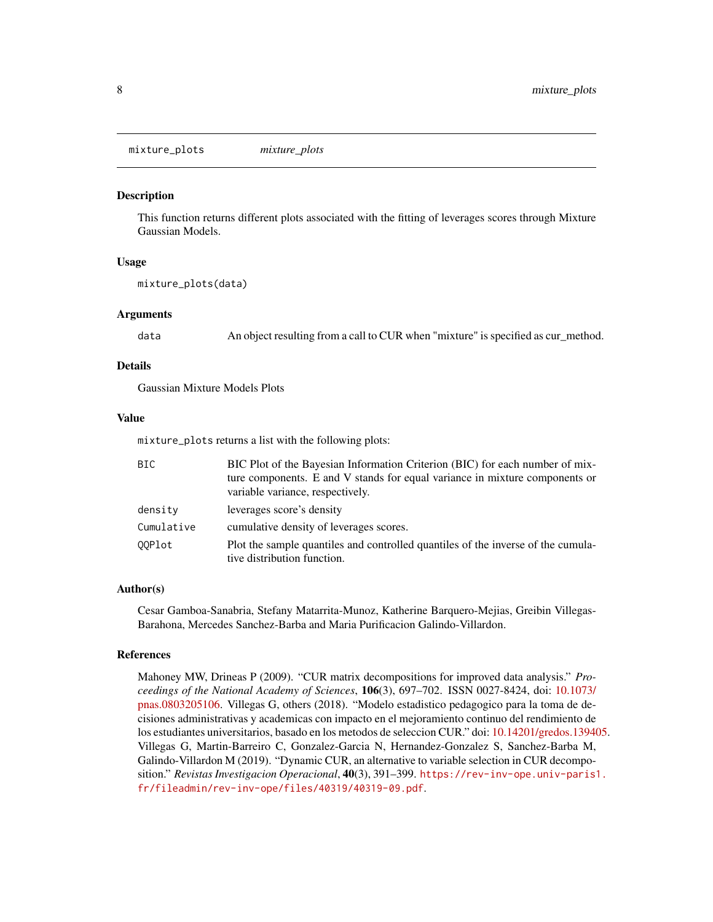mixture_plots    *mixture_plots*

## Description

This function returns different plots associated with the fitting of leverages scores through Mixture Gaussian Models.

## Usage

```
mixture_plots(data)
```

## Arguments

| | |
|---|---|
| data | An object resulting from a call to CUR when "mixture" is specified as cur_method. |

## Details

Gaussian Mixture Models Plots

## Value

mixture_plots returns a list with the following plots:

| | |
|---|---|
| BIC | BIC Plot of the Bayesian Information Criterion (BIC) for each number of mixture components. E and V stands for equal variance in mixture components or variable variance, respectively. |
| density | leverages score's density |
| Cumulative | cumulative density of leverages scores. |
| QQPlot | Plot the sample quantiles and controlled quantiles of the inverse of the cumulative distribution function. |

## Author(s)

Cesar Gamboa-Sanabria, Stefany Matarrita-Munoz, Katherine Barquero-Mejias, Greibin Villegas-Barahona, Mercedes Sanchez-Barba and Maria Purificacion Galindo-Villardon.

## References

Mahoney MW, Drineas P (2009). "CUR matrix decompositions for improved data analysis." *Proceedings of the National Academy of Sciences*, **106**(3), 697–702. ISSN 0027-8424, doi: 10.1073/pnas.0803205106. Villegas G, others (2018). "Modelo estadistico pedagogico para la toma de decisiones administrativas y academicas con impacto en el mejoramiento continuo del rendimiento de los estudiantes universitarios, basado en los metodos de seleccion CUR." doi: 10.14201/gredos.139405. Villegas G, Martin-Barreiro C, Gonzalez-Garcia N, Hernandez-Gonzalez S, Sanchez-Barba M, Galindo-Villardon M (2019). "Dynamic CUR, an alternative to variable selection in CUR decomposition." *Revistas Investigacion Operacional*, **40**(3), 391–399. https://rev-inv-ope.univ-paris1.fr/fileadmin/rev-inv-ope/files/40319/40319-09.pdf.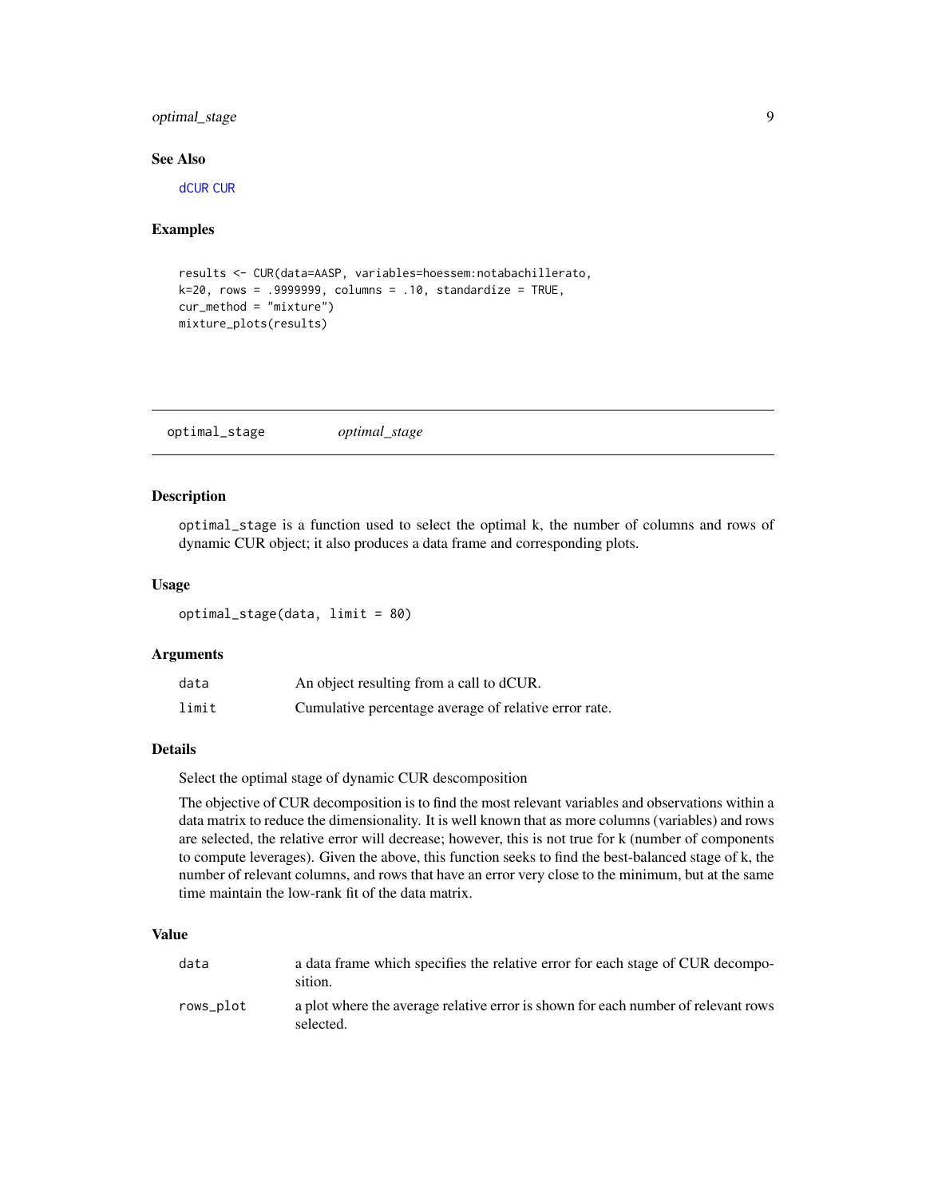### See Also

dCUR CUR

### Examples

```
results <- CUR(data=AASP, variables=hoessem:notabachillerato,
k=20, rows = .9999999, columns = .10, standardize = TRUE,
cur_method = "mixture")
mixture_plots(results)
```

---

## optimal_stage *optimal_stage*

---

### Description

optimal_stage is a function used to select the optimal k, the number of columns and rows of dynamic CUR object; it also produces a data frame and corresponding plots.

### Usage

```
optimal_stage(data, limit = 80)
```

### Arguments

| | |
|---|---|
| data | An object resulting from a call to dCUR. |
| limit | Cumulative percentage average of relative error rate. |

### Details

Select the optimal stage of dynamic CUR descomposition

The objective of CUR decomposition is to find the most relevant variables and observations within a data matrix to reduce the dimensionality. It is well known that as more columns (variables) and rows are selected, the relative error will decrease; however, this is not true for k (number of components to compute leverages). Given the above, this function seeks to find the best-balanced stage of k, the number of relevant columns, and rows that have an error very close to the minimum, but at the same time maintain the low-rank fit of the data matrix.

### Value

| | |
|---|---|
| data | a data frame which specifies the relative error for each stage of CUR decomposition. |
| rows_plot | a plot where the average relative error is shown for each number of relevant rows selected. |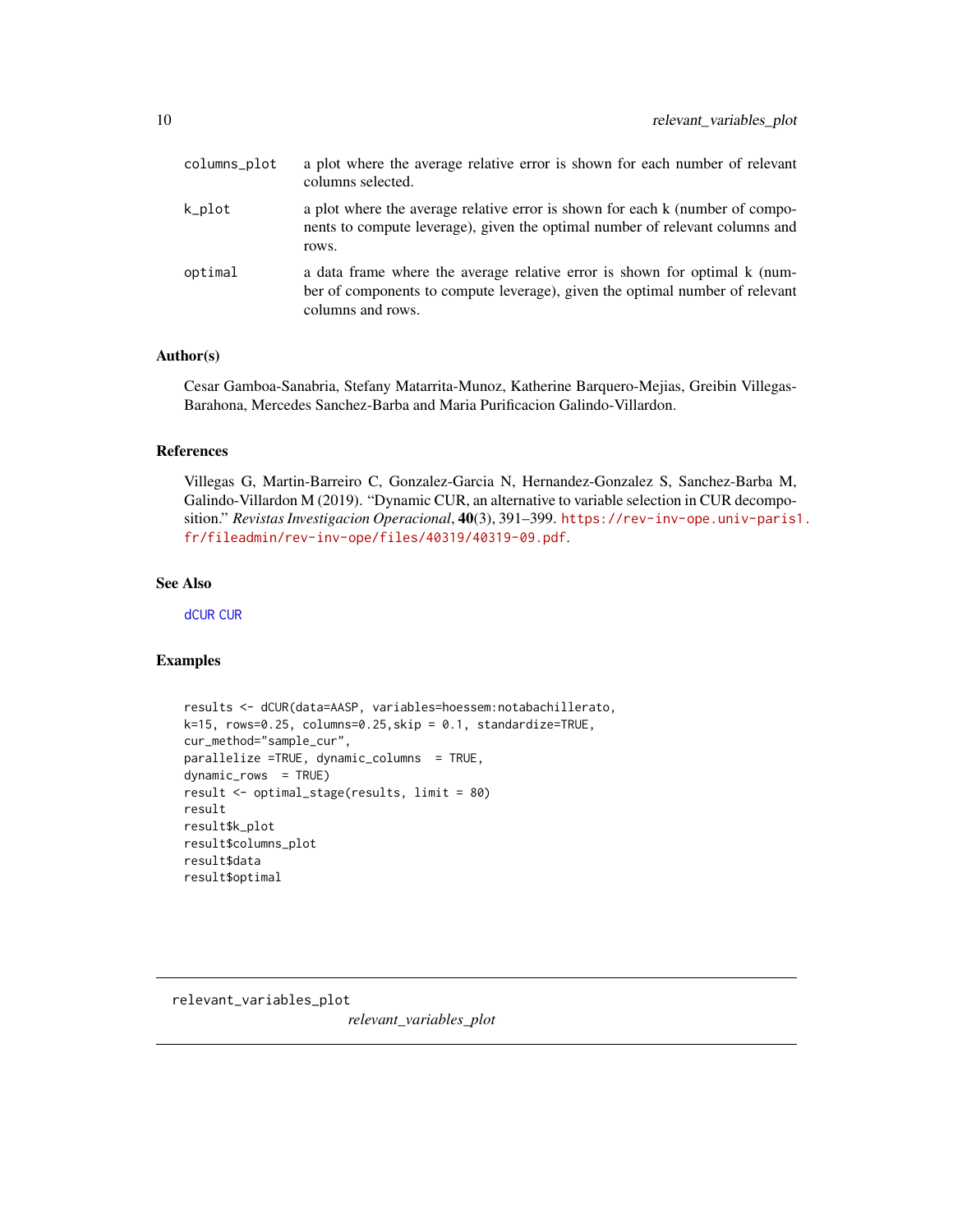columns_plot
: a plot where the average relative error is shown for each number of relevant columns selected.

k_plot
: a plot where the average relative error is shown for each k (number of components to compute leverage), given the optimal number of relevant columns and rows.

optimal
: a data frame where the average relative error is shown for optimal k (number of components to compute leverage), given the optimal number of relevant columns and rows.

### Author(s)

Cesar Gamboa-Sanabria, Stefany Matarrita-Munoz, Katherine Barquero-Mejias, Greibin Villegas-Barahona, Mercedes Sanchez-Barba and Maria Purificacion Galindo-Villardon.

### References

Villegas G, Martin-Barreiro C, Gonzalez-Garcia N, Hernandez-Gonzalez S, Sanchez-Barba M, Galindo-Villardon M (2019). "Dynamic CUR, an alternative to variable selection in CUR decomposition." *Revistas Investigacion Operacional*, **40**(3), 391–399. https://rev-inv-ope.univ-paris1.fr/fileadmin/rev-inv-ope/files/40319/40319-09.pdf.

### See Also

dCUR CUR

### Examples

```
results <- dCUR(data=AASP, variables=hoessem:notabachillerato,
k=15, rows=0.25, columns=0.25,skip = 0.1, standardize=TRUE,
cur_method="sample_cur",
parallelize =TRUE, dynamic_columns  = TRUE,
dynamic_rows  = TRUE)
result <- optimal_stage(results, limit = 80)
result
result$k_plot
result$columns_plot
result$data
result$optimal
```

---

## relevant_variables_plot

*relevant_variables_plot*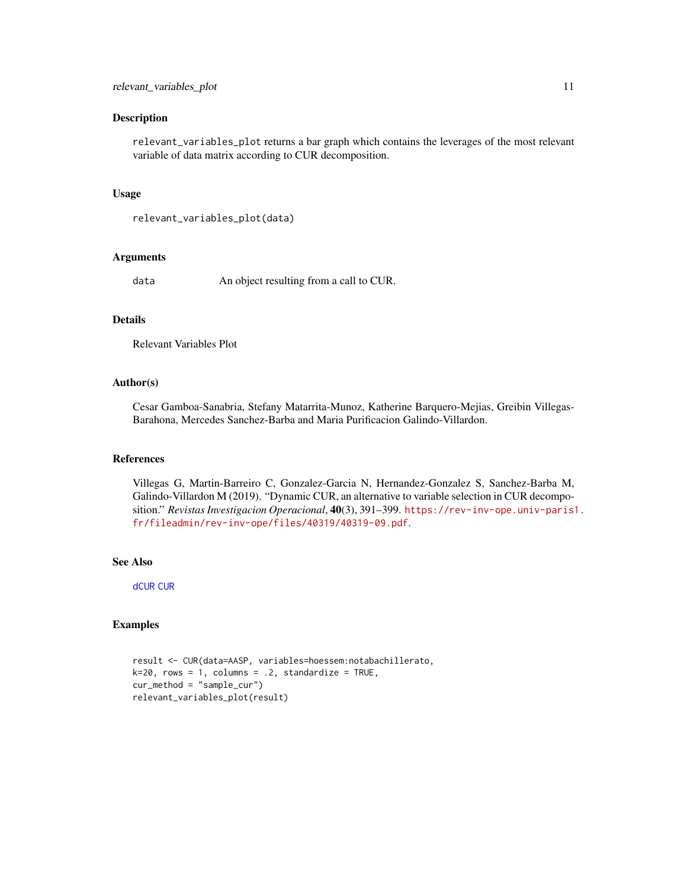## Description

`relevant_variables_plot` returns a bar graph which contains the leverages of the most relevant variable of data matrix according to CUR decomposition.

## Usage

```
relevant_variables_plot(data)
```

## Arguments

| | |
|---|---|
| `data` | An object resulting from a call to CUR. |

## Details

Relevant Variables Plot

## Author(s)

Cesar Gamboa-Sanabria, Stefany Matarrita-Munoz, Katherine Barquero-Mejias, Greibin Villegas-Barahona, Mercedes Sanchez-Barba and Maria Purificacion Galindo-Villardon.

## References

Villegas G, Martin-Barreiro C, Gonzalez-Garcia N, Hernandez-Gonzalez S, Sanchez-Barba M, Galindo-Villardon M (2019). "Dynamic CUR, an alternative to variable selection in CUR decomposition." *Revistas Investigacion Operacional*, **40**(3), 391–399. https://rev-inv-ope.univ-paris1.fr/fileadmin/rev-inv-ope/files/40319/40319-09.pdf.

## See Also

dCUR CUR

## Examples

```
result <- CUR(data=AASP, variables=hoessem:notabachillerato,
k=20, rows = 1, columns = .2, standardize = TRUE,
cur_method = "sample_cur")
relevant_variables_plot(result)
```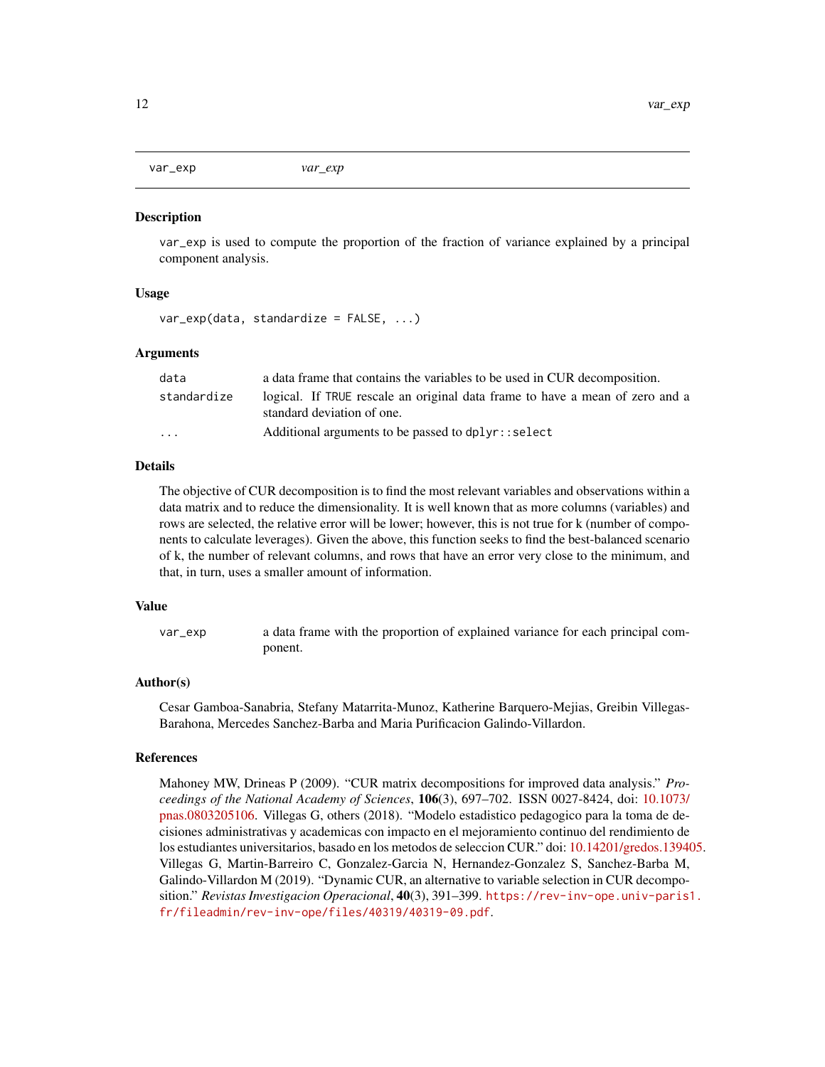## var_exp

*var_exp*

### Description

var_exp is used to compute the proportion of the fraction of variance explained by a principal component analysis.

### Usage

```
var_exp(data, standardize = FALSE, ...)
```

### Arguments

| | |
|---|---|
| data | a data frame that contains the variables to be used in CUR decomposition. |
| standardize | logical. If TRUE rescale an original data frame to have a mean of zero and a standard deviation of one. |
| ... | Additional arguments to be passed to dplyr::select |

### Details

The objective of CUR decomposition is to find the most relevant variables and observations within a data matrix and to reduce the dimensionality. It is well known that as more columns (variables) and rows are selected, the relative error will be lower; however, this is not true for k (number of components to calculate leverages). Given the above, this function seeks to find the best-balanced scenario of k, the number of relevant columns, and rows that have an error very close to the minimum, and that, in turn, uses a smaller amount of information.

### Value

| | |
|---|---|
| var_exp | a data frame with the proportion of explained variance for each principal component. |

### Author(s)

Cesar Gamboa-Sanabria, Stefany Matarrita-Munoz, Katherine Barquero-Mejias, Greibin Villegas-Barahona, Mercedes Sanchez-Barba and Maria Purificacion Galindo-Villardon.

### References

Mahoney MW, Drineas P (2009). "CUR matrix decompositions for improved data analysis." *Proceedings of the National Academy of Sciences*, **106**(3), 697–702. ISSN 0027-8424, doi: 10.1073/pnas.0803205106. Villegas G, others (2018). "Modelo estadistico pedagogico para la toma de decisiones administrativas y academicas con impacto en el mejoramiento continuo del rendimiento de los estudiantes universitarios, basado en los metodos de seleccion CUR." doi: 10.14201/gredos.139405. Villegas G, Martin-Barreiro C, Gonzalez-Garcia N, Hernandez-Gonzalez S, Sanchez-Barba M, Galindo-Villardon M (2019). "Dynamic CUR, an alternative to variable selection in CUR decomposition." *Revistas Investigacion Operacional*, **40**(3), 391–399. https://rev-inv-ope.univ-paris1.fr/fileadmin/rev-inv-ope/files/40319/40319-09.pdf.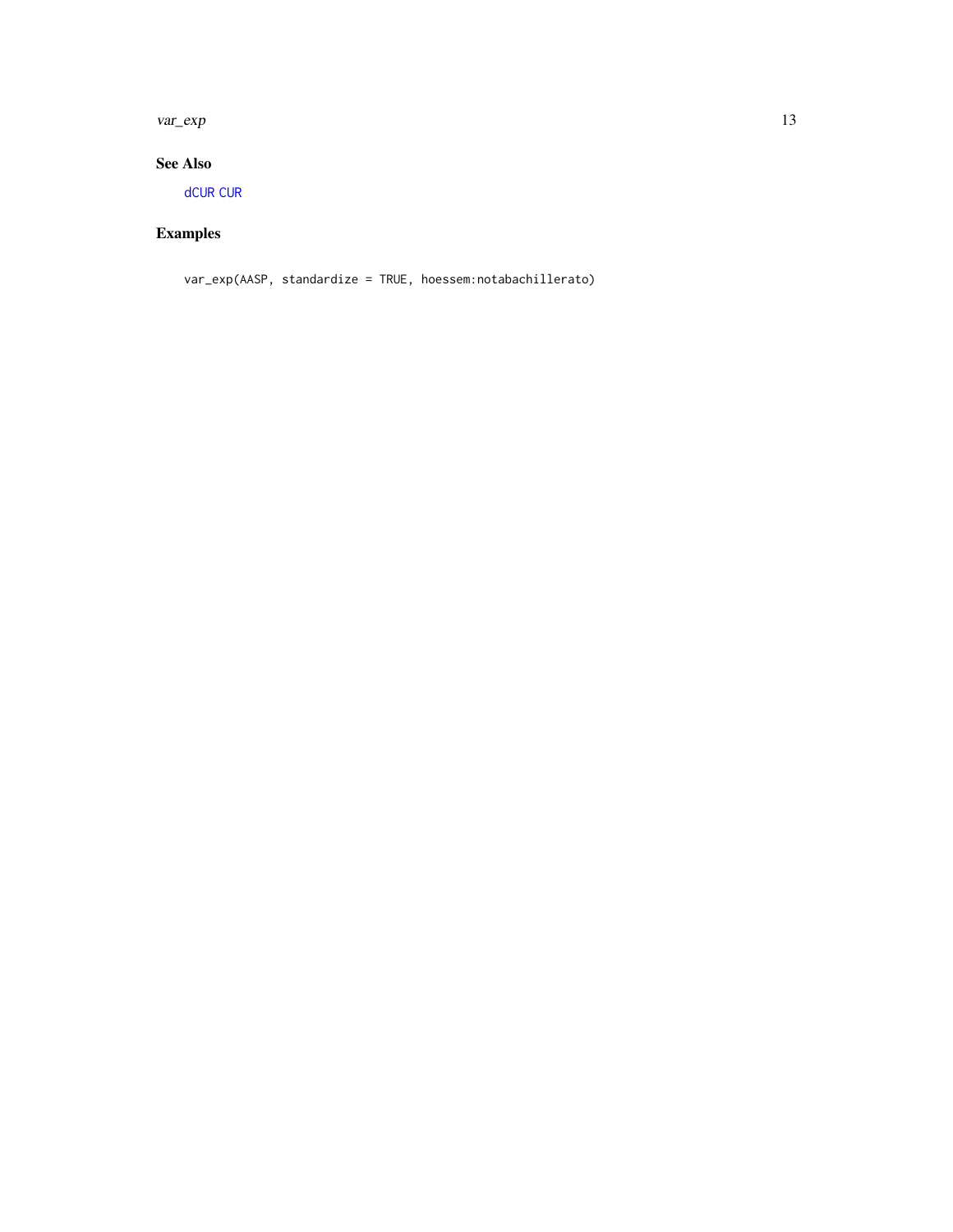## See Also

dCUR CUR

## Examples

```
var_exp(AASP, standardize = TRUE, hoessem:notabachillerato)
```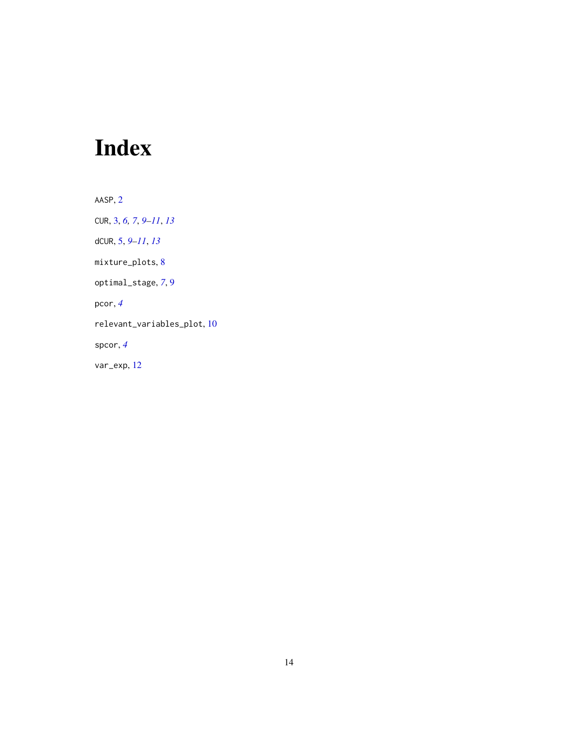# Index

AASP, 2

CUR, 3, *6, 7*, *9–11*, *13*

dCUR, 5, *9–11*, *13*

mixture_plots, 8

optimal_stage, *7*, 9

pcor, *4*

relevant_variables_plot, 10

spcor, *4*

var_exp, 12